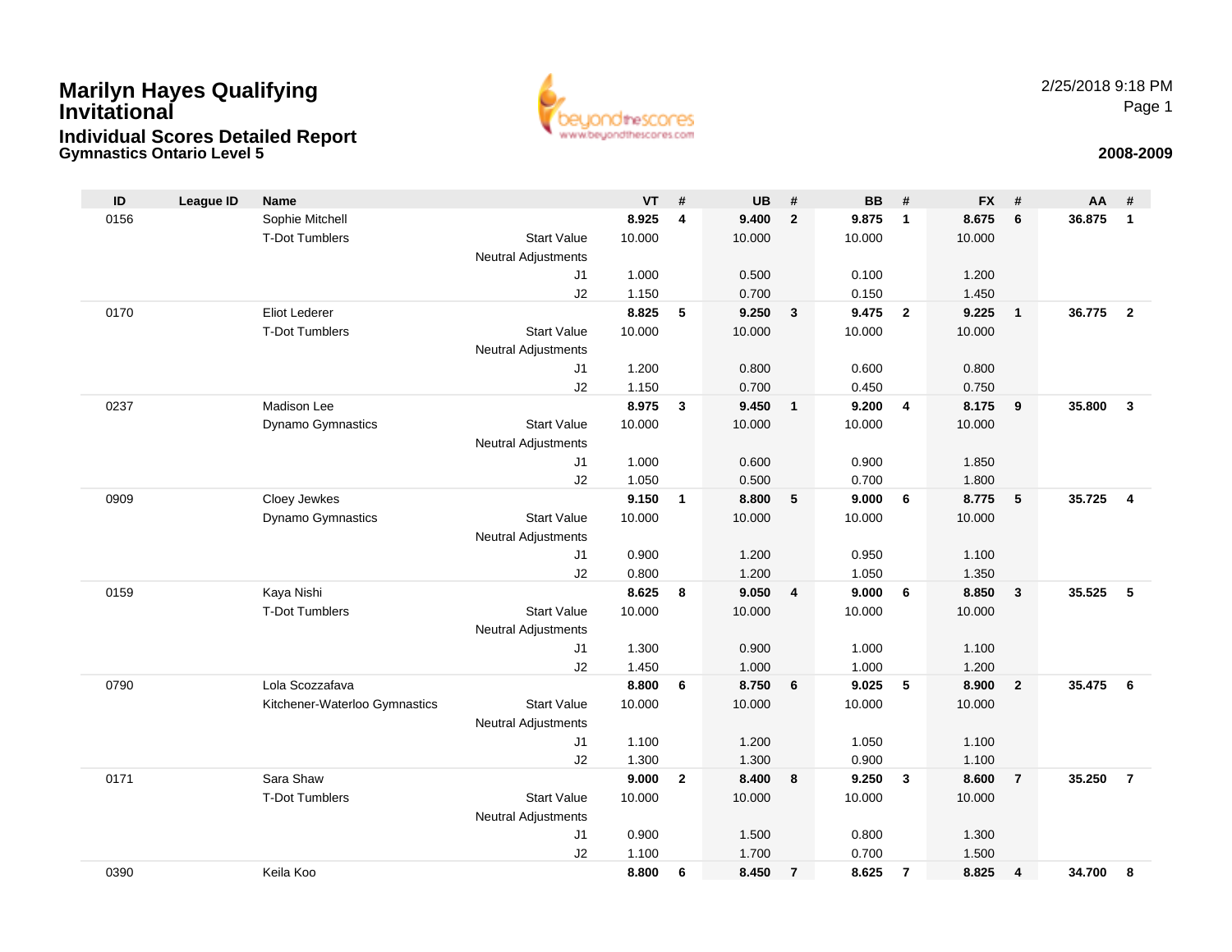# Marilyn Hayes Qualifying Invitational

## Individual Scores Detailed Report

### Gymnastics Ontario Level 5

2/25/2018 9:18 PM

**2008-2009**

| ID | League ID | Name | | VT | # | UB | # | BB | # | FX | # | AA | # |
|---|---|---|---|---|---|---|---|---|---|---|---|---|---|
| 0156 | | Sophie Mitchell | | **8.925** | **4** | **9.400** | **2** | **9.875** | **1** | **8.675** | **6** | **36.875** | **1** |
| | | T-Dot Tumblers | Start Value | 10.000 | | 10.000 | | 10.000 | | 10.000 | | | |
| | | | Neutral Adjustments | | | | | | | | | | |
| | | | J1 | 1.000 | | 0.500 | | 0.100 | | 1.200 | | | |
| | | | J2 | 1.150 | | 0.700 | | 0.150 | | 1.450 | | | |
| 0170 | | Eliot Lederer | | **8.825** | **5** | **9.250** | **3** | **9.475** | **2** | **9.225** | **1** | **36.775** | **2** |
| | | T-Dot Tumblers | Start Value | 10.000 | | 10.000 | | 10.000 | | 10.000 | | | |
| | | | Neutral Adjustments | | | | | | | | | | |
| | | | J1 | 1.200 | | 0.800 | | 0.600 | | 0.800 | | | |
| | | | J2 | 1.150 | | 0.700 | | 0.450 | | 0.750 | | | |
| 0237 | | Madison Lee | | **8.975** | **3** | **9.450** | **1** | **9.200** | **4** | **8.175** | **9** | **35.800** | **3** |
| | | Dynamo Gymnastics | Start Value | 10.000 | | 10.000 | | 10.000 | | 10.000 | | | |
| | | | Neutral Adjustments | | | | | | | | | | |
| | | | J1 | 1.000 | | 0.600 | | 0.900 | | 1.850 | | | |
| | | | J2 | 1.050 | | 0.500 | | 0.700 | | 1.800 | | | |
| 0909 | | Cloey Jewkes | | **9.150** | **1** | **8.800** | **5** | **9.000** | **6** | **8.775** | **5** | **35.725** | **4** |
| | | Dynamo Gymnastics | Start Value | 10.000 | | 10.000 | | 10.000 | | 10.000 | | | |
| | | | Neutral Adjustments | | | | | | | | | | |
| | | | J1 | 0.900 | | 1.200 | | 0.950 | | 1.100 | | | |
| | | | J2 | 0.800 | | 1.200 | | 1.050 | | 1.350 | | | |
| 0159 | | Kaya Nishi | | **8.625** | **8** | **9.050** | **4** | **9.000** | **6** | **8.850** | **3** | **35.525** | **5** |
| | | T-Dot Tumblers | Start Value | 10.000 | | 10.000 | | 10.000 | | 10.000 | | | |
| | | | Neutral Adjustments | | | | | | | | | | |
| | | | J1 | 1.300 | | 0.900 | | 1.000 | | 1.100 | | | |
| | | | J2 | 1.450 | | 1.000 | | 1.000 | | 1.200 | | | |
| 0790 | | Lola Scozzafava | | **8.800** | **6** | **8.750** | **6** | **9.025** | **5** | **8.900** | **2** | **35.475** | **6** |
| | | Kitchener-Waterloo Gymnastics | Start Value | 10.000 | | 10.000 | | 10.000 | | 10.000 | | | |
| | | | Neutral Adjustments | | | | | | | | | | |
| | | | J1 | 1.100 | | 1.200 | | 1.050 | | 1.100 | | | |
| | | | J2 | 1.300 | | 1.300 | | 0.900 | | 1.100 | | | |
| 0171 | | Sara Shaw | | **9.000** | **2** | **8.400** | **8** | **9.250** | **3** | **8.600** | **7** | **35.250** | **7** |
| | | T-Dot Tumblers | Start Value | 10.000 | | 10.000 | | 10.000 | | 10.000 | | | |
| | | | Neutral Adjustments | | | | | | | | | | |
| | | | J1 | 0.900 | | 1.500 | | 0.800 | | 1.300 | | | |
| | | | J2 | 1.100 | | 1.700 | | 0.700 | | 1.500 | | | |
| 0390 | | Keila Koo | | **8.800** | **6** | **8.450** | **7** | **8.625** | **7** | **8.825** | **4** | **34.700** | **8** |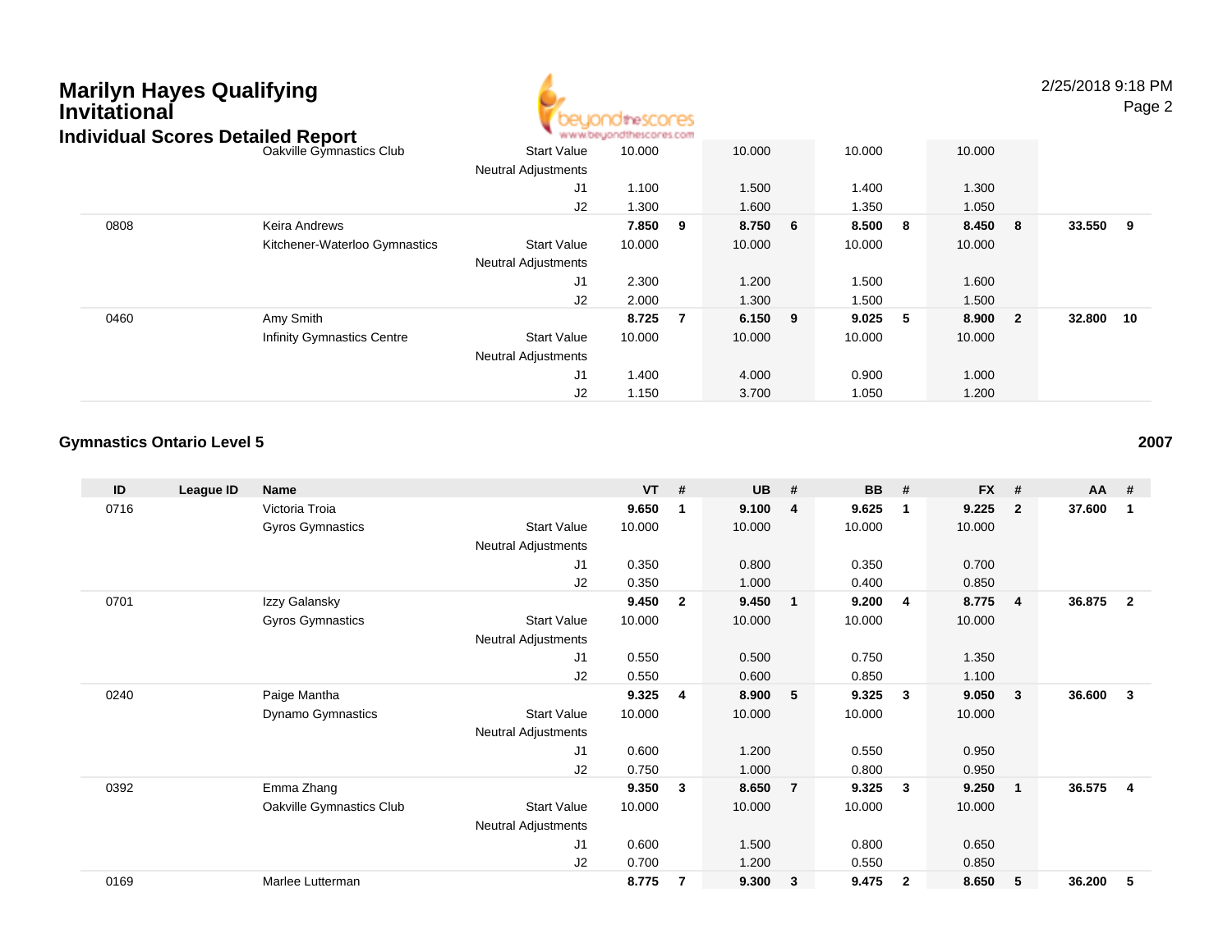# Marilyn Hayes Qualifying Invitational

## Individual Scores Detailed Report

| ID | League ID | Name | | VT | # | UB | # | BB | # | FX | # | AA | # |
|---|---|---|---|---|---|---|---|---|---|---|---|---|---|
| | | Oakville Gymnastics Club | Start Value | 10.000 | | 10.000 | | 10.000 | | 10.000 | | | |
| | | | Neutral Adjustments | | | | | | | | | | |
| | | | J1 | 1.100 | | 1.500 | | 1.400 | | 1.300 | | | |
| | | | J2 | 1.300 | | 1.600 | | 1.350 | | 1.050 | | | |
| 0808 | | Keira Andrews | | **7.850** | **9** | **8.750** | **6** | **8.500** | **8** | **8.450** | **8** | **33.550** | **9** |
| | | Kitchener-Waterloo Gymnastics | Start Value | 10.000 | | 10.000 | | 10.000 | | 10.000 | | | |
| | | | Neutral Adjustments | | | | | | | | | | |
| | | | J1 | 2.300 | | 1.200 | | 1.500 | | 1.600 | | | |
| | | | J2 | 2.000 | | 1.300 | | 1.500 | | 1.500 | | | |
| 0460 | | Amy Smith | | **8.725** | **7** | **6.150** | **9** | **9.025** | **5** | **8.900** | **2** | **32.800** | **10** |
| | | Infinity Gymnastics Centre | Start Value | 10.000 | | 10.000 | | 10.000 | | 10.000 | | | |
| | | | Neutral Adjustments | | | | | | | | | | |
| | | | J1 | 1.400 | | 4.000 | | 0.900 | | 1.000 | | | |
| | | | J2 | 1.150 | | 3.700 | | 1.050 | | 1.200 | | | |

### Gymnastics Ontario Level 5 — 2007

| ID | League ID | Name | | VT | # | UB | # | BB | # | FX | # | AA | # |
|---|---|---|---|---|---|---|---|---|---|---|---|---|---|
| 0716 | | Victoria Troia | | **9.650** | **1** | **9.100** | **4** | **9.625** | **1** | **9.225** | **2** | **37.600** | **1** |
| | | Gyros Gymnastics | Start Value | 10.000 | | 10.000 | | 10.000 | | 10.000 | | | |
| | | | Neutral Adjustments | | | | | | | | | | |
| | | | J1 | 0.350 | | 0.800 | | 0.350 | | 0.700 | | | |
| | | | J2 | 0.350 | | 1.000 | | 0.400 | | 0.850 | | | |
| 0701 | | Izzy Galansky | | **9.450** | **2** | **9.450** | **1** | **9.200** | **4** | **8.775** | **4** | **36.875** | **2** |
| | | Gyros Gymnastics | Start Value | 10.000 | | 10.000 | | 10.000 | | 10.000 | | | |
| | | | Neutral Adjustments | | | | | | | | | | |
| | | | J1 | 0.550 | | 0.500 | | 0.750 | | 1.350 | | | |
| | | | J2 | 0.550 | | 0.600 | | 0.850 | | 1.100 | | | |
| 0240 | | Paige Mantha | | **9.325** | **4** | **8.900** | **5** | **9.325** | **3** | **9.050** | **3** | **36.600** | **3** |
| | | Dynamo Gymnastics | Start Value | 10.000 | | 10.000 | | 10.000 | | 10.000 | | | |
| | | | Neutral Adjustments | | | | | | | | | | |
| | | | J1 | 0.600 | | 1.200 | | 0.550 | | 0.950 | | | |
| | | | J2 | 0.750 | | 1.000 | | 0.800 | | 0.950 | | | |
| 0392 | | Emma Zhang | | **9.350** | **3** | **8.650** | **7** | **9.325** | **3** | **9.250** | **1** | **36.575** | **4** |
| | | Oakville Gymnastics Club | Start Value | 10.000 | | 10.000 | | 10.000 | | 10.000 | | | |
| | | | Neutral Adjustments | | | | | | | | | | |
| | | | J1 | 0.600 | | 1.500 | | 0.800 | | 0.650 | | | |
| | | | J2 | 0.700 | | 1.200 | | 0.550 | | 0.850 | | | |
| 0169 | | Marlee Lutterman | | **8.775** | **7** | **9.300** | **3** | **9.475** | **2** | **8.650** | **5** | **36.200** | **5** |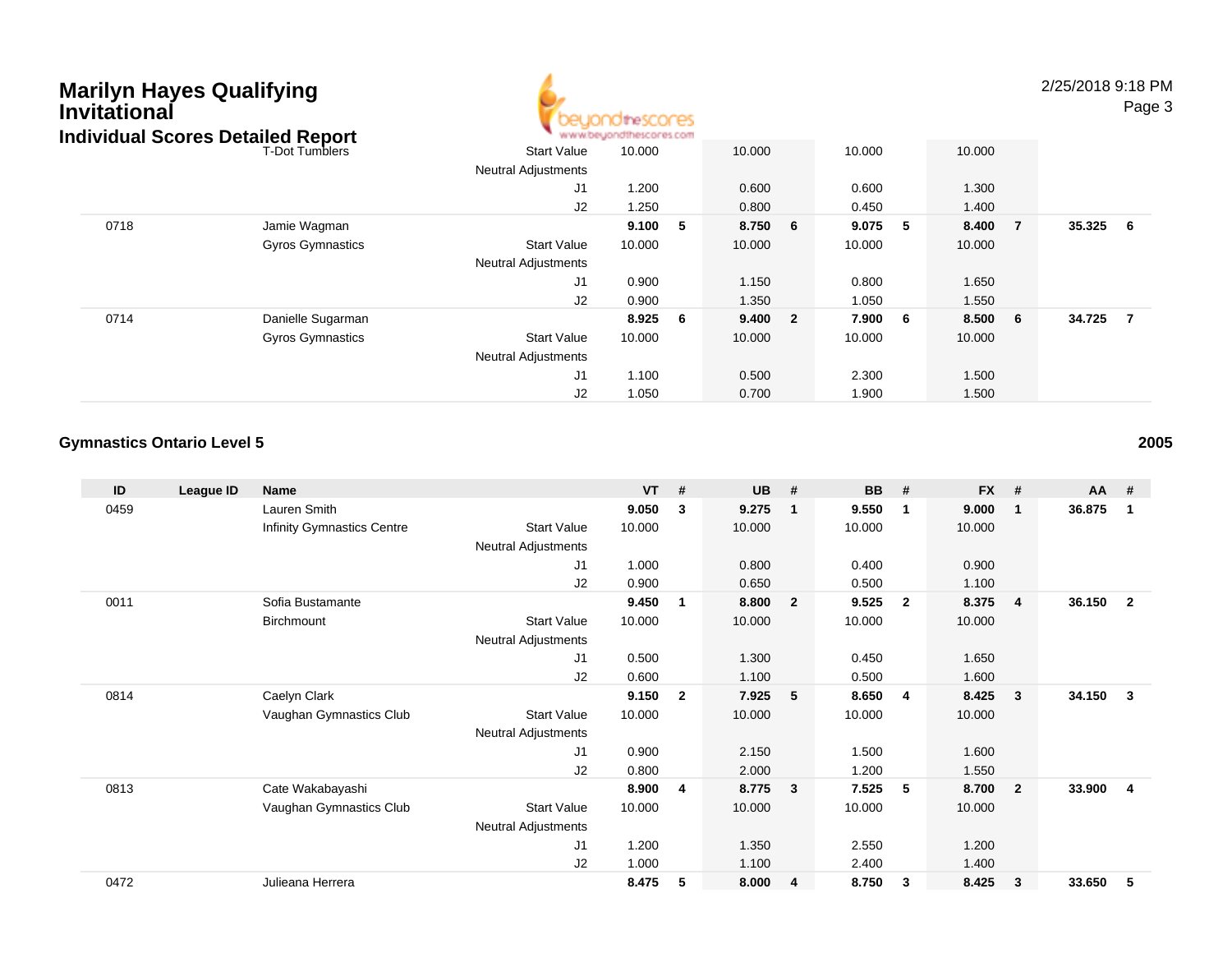# Marilyn Hayes Qualifying Invitational

## Individual Scores Detailed Report

| ID | League ID | Name | | VT | # | UB | # | BB | # | FX | # | AA | # |
|---|---|---|---|---|---|---|---|---|---|---|---|---|---|
| | | T-Dot Tumblers | Start Value | 10.000 | | 10.000 | | 10.000 | | 10.000 | | | |
| | | | Neutral Adjustments | | | | | | | | | | |
| | | | J1 | 1.200 | | 0.600 | | 0.600 | | 1.300 | | | |
| | | | J2 | 1.250 | | 0.800 | | 0.450 | | 1.400 | | | |
| 0718 | | Jamie Wagman | | **9.100** | **5** | **8.750** | **6** | **9.075** | **5** | **8.400** | **7** | **35.325** | **6** |
| | | Gyros Gymnastics | Start Value | 10.000 | | 10.000 | | 10.000 | | 10.000 | | | |
| | | | Neutral Adjustments | | | | | | | | | | |
| | | | J1 | 0.900 | | 1.150 | | 0.800 | | 1.650 | | | |
| | | | J2 | 0.900 | | 1.350 | | 1.050 | | 1.550 | | | |
| 0714 | | Danielle Sugarman | | **8.925** | **6** | **9.400** | **2** | **7.900** | **6** | **8.500** | **6** | **34.725** | **7** |
| | | Gyros Gymnastics | Start Value | 10.000 | | 10.000 | | 10.000 | | 10.000 | | | |
| | | | Neutral Adjustments | | | | | | | | | | |
| | | | J1 | 1.100 | | 0.500 | | 2.300 | | 1.500 | | | |
| | | | J2 | 1.050 | | 0.700 | | 1.900 | | 1.500 | | | |

### Gymnastics Ontario Level 5 — 2005

| ID | League ID | Name | | VT | # | UB | # | BB | # | FX | # | AA | # |
|---|---|---|---|---|---|---|---|---|---|---|---|---|---|
| 0459 | | Lauren Smith | | **9.050** | **3** | **9.275** | **1** | **9.550** | **1** | **9.000** | **1** | **36.875** | **1** |
| | | Infinity Gymnastics Centre | Start Value | 10.000 | | 10.000 | | 10.000 | | 10.000 | | | |
| | | | Neutral Adjustments | | | | | | | | | | |
| | | | J1 | 1.000 | | 0.800 | | 0.400 | | 0.900 | | | |
| | | | J2 | 0.900 | | 0.650 | | 0.500 | | 1.100 | | | |
| 0011 | | Sofia Bustamante | | **9.450** | **1** | **8.800** | **2** | **9.525** | **2** | **8.375** | **4** | **36.150** | **2** |
| | | Birchmount | Start Value | 10.000 | | 10.000 | | 10.000 | | 10.000 | | | |
| | | | Neutral Adjustments | | | | | | | | | | |
| | | | J1 | 0.500 | | 1.300 | | 0.450 | | 1.650 | | | |
| | | | J2 | 0.600 | | 1.100 | | 0.500 | | 1.600 | | | |
| 0814 | | Caelyn Clark | | **9.150** | **2** | **7.925** | **5** | **8.650** | **4** | **8.425** | **3** | **34.150** | **3** |
| | | Vaughan Gymnastics Club | Start Value | 10.000 | | 10.000 | | 10.000 | | 10.000 | | | |
| | | | Neutral Adjustments | | | | | | | | | | |
| | | | J1 | 0.900 | | 2.150 | | 1.500 | | 1.600 | | | |
| | | | J2 | 0.800 | | 2.000 | | 1.200 | | 1.550 | | | |
| 0813 | | Cate Wakabayashi | | **8.900** | **4** | **8.775** | **3** | **7.525** | **5** | **8.700** | **2** | **33.900** | **4** |
| | | Vaughan Gymnastics Club | Start Value | 10.000 | | 10.000 | | 10.000 | | 10.000 | | | |
| | | | Neutral Adjustments | | | | | | | | | | |
| | | | J1 | 1.200 | | 1.350 | | 2.550 | | 1.200 | | | |
| | | | J2 | 1.000 | | 1.100 | | 2.400 | | 1.400 | | | |
| 0472 | | Julieana Herrera | | **8.475** | **5** | **8.000** | **4** | **8.750** | **3** | **8.425** | **3** | **33.650** | **5** |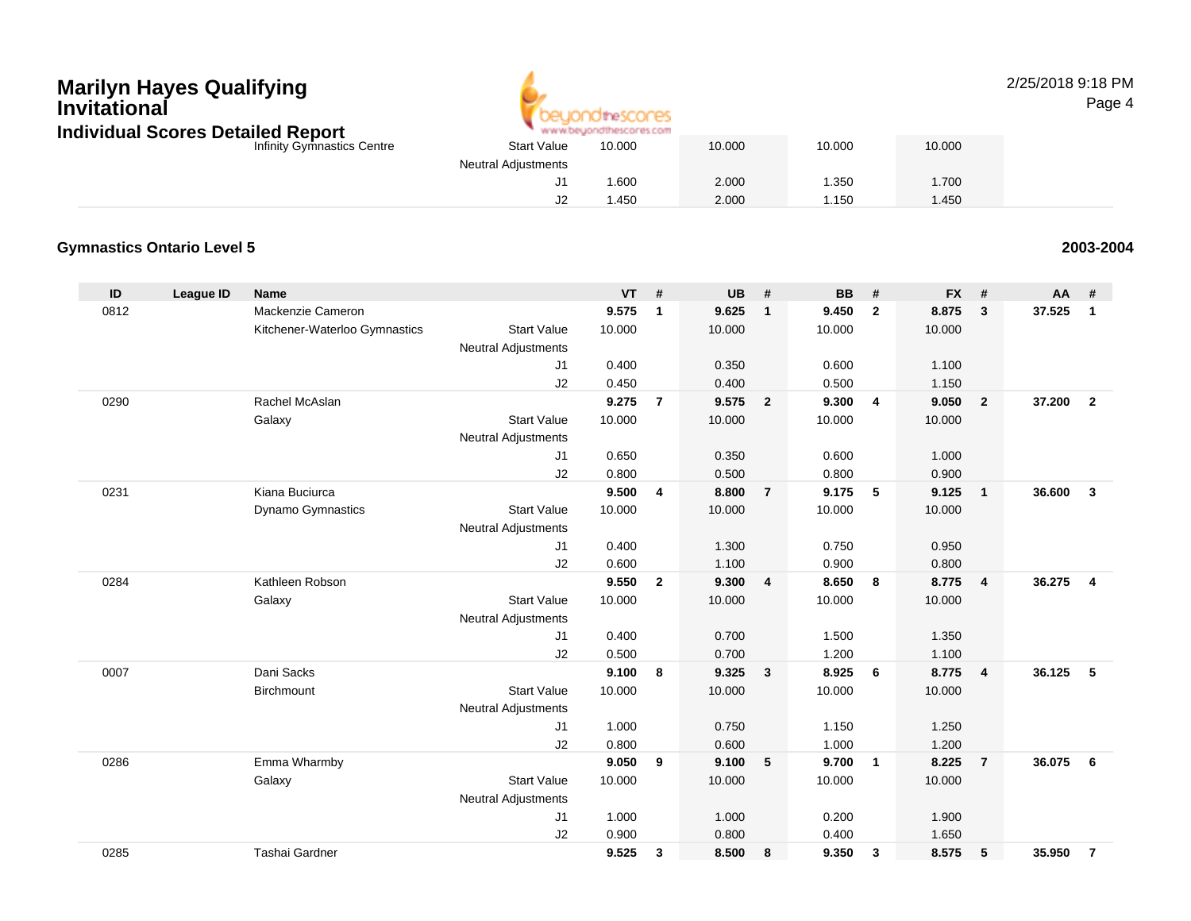| | | Infinity Gymnastics Centre | Start Value | 10.000 | | 10.000 | | 10.000 | | 10.000 | | | |
|---|---|---|---|---|---|---|---|---|---|---|---|---|---|
| | | | Neutral Adjustments | | | | | | | | | | |
| | | | J1 | 1.600 | | 2.000 | | 1.350 | | 1.700 | | | |
| | | | J2 | 1.450 | | 2.000 | | 1.150 | | 1.450 | | | |

**Gymnastics Ontario Level 5** — **2003-2004**

| ID | League ID | Name | | VT | # | UB | # | BB | # | FX | # | AA | # |
|---|---|---|---|---|---|---|---|---|---|---|---|---|---|
| 0812 | | Mackenzie Cameron | | **9.575** | **1** | **9.625** | **1** | **9.450** | **2** | **8.875** | **3** | **37.525** | **1** |
| | | Kitchener-Waterloo Gymnastics | Start Value | 10.000 | | 10.000 | | 10.000 | | 10.000 | | | |
| | | | Neutral Adjustments | | | | | | | | | | |
| | | | J1 | 0.400 | | 0.350 | | 0.600 | | 1.100 | | | |
| | | | J2 | 0.450 | | 0.400 | | 0.500 | | 1.150 | | | |
| 0290 | | Rachel McAslan | | **9.275** | **7** | **9.575** | **2** | **9.300** | **4** | **9.050** | **2** | **37.200** | **2** |
| | | Galaxy | Start Value | 10.000 | | 10.000 | | 10.000 | | 10.000 | | | |
| | | | Neutral Adjustments | | | | | | | | | | |
| | | | J1 | 0.650 | | 0.350 | | 0.600 | | 1.000 | | | |
| | | | J2 | 0.800 | | 0.500 | | 0.800 | | 0.900 | | | |
| 0231 | | Kiana Buciurca | | **9.500** | **4** | **8.800** | **7** | **9.175** | **5** | **9.125** | **1** | **36.600** | **3** |
| | | Dynamo Gymnastics | Start Value | 10.000 | | 10.000 | | 10.000 | | 10.000 | | | |
| | | | Neutral Adjustments | | | | | | | | | | |
| | | | J1 | 0.400 | | 1.300 | | 0.750 | | 0.950 | | | |
| | | | J2 | 0.600 | | 1.100 | | 0.900 | | 0.800 | | | |
| 0284 | | Kathleen Robson | | **9.550** | **2** | **9.300** | **4** | **8.650** | **8** | **8.775** | **4** | **36.275** | **4** |
| | | Galaxy | Start Value | 10.000 | | 10.000 | | 10.000 | | 10.000 | | | |
| | | | Neutral Adjustments | | | | | | | | | | |
| | | | J1 | 0.400 | | 0.700 | | 1.500 | | 1.350 | | | |
| | | | J2 | 0.500 | | 0.700 | | 1.200 | | 1.100 | | | |
| 0007 | | Dani Sacks | | **9.100** | **8** | **9.325** | **3** | **8.925** | **6** | **8.775** | **4** | **36.125** | **5** |
| | | Birchmount | Start Value | 10.000 | | 10.000 | | 10.000 | | 10.000 | | | |
| | | | Neutral Adjustments | | | | | | | | | | |
| | | | J1 | 1.000 | | 0.750 | | 1.150 | | 1.250 | | | |
| | | | J2 | 0.800 | | 0.600 | | 1.000 | | 1.200 | | | |
| 0286 | | Emma Wharmby | | **9.050** | **9** | **9.100** | **5** | **9.700** | **1** | **8.225** | **7** | **36.075** | **6** |
| | | Galaxy | Start Value | 10.000 | | 10.000 | | 10.000 | | 10.000 | | | |
| | | | Neutral Adjustments | | | | | | | | | | |
| | | | J1 | 1.000 | | 1.000 | | 0.200 | | 1.900 | | | |
| | | | J2 | 0.900 | | 0.800 | | 0.400 | | 1.650 | | | |
| 0285 | | Tashai Gardner | | **9.525** | **3** | **8.500** | **8** | **9.350** | **3** | **8.575** | **5** | **35.950** | **7** |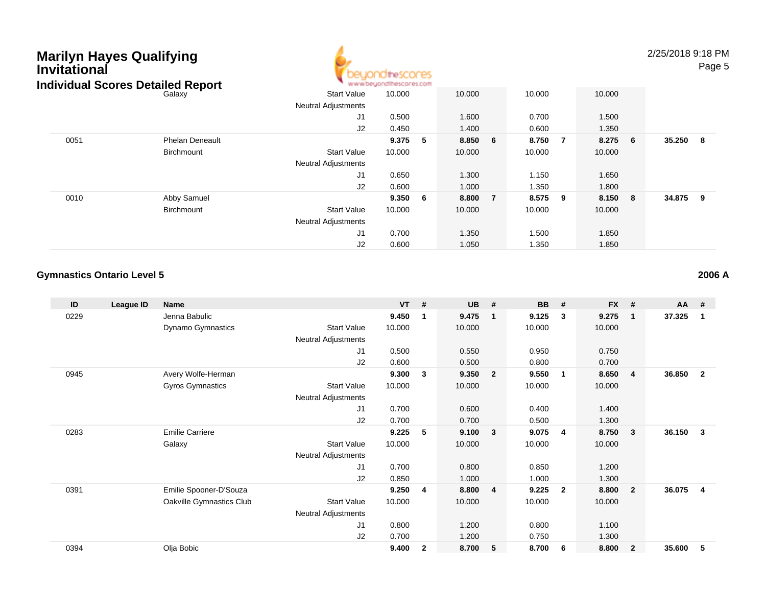# Marilyn Hayes Qualifying Invitational

## Individual Scores Detailed Report

| ID | League ID | Name | | VT | # | UB | # | BB | # | FX | # | AA | # |
|---|---|---|---|---|---|---|---|---|---|---|---|---|---|
| | | Galaxy | Start Value | 10.000 | | 10.000 | | 10.000 | | 10.000 | | | |
| | | | Neutral Adjustments | | | | | | | | | | |
| | | | J1 | 0.500 | | 1.600 | | 0.700 | | 1.500 | | | |
| | | | J2 | 0.450 | | 1.400 | | 0.600 | | 1.350 | | | |
| 0051 | | Phelan Deneault | | **9.375** | **5** | **8.850** | **6** | **8.750** | **7** | **8.275** | **6** | **35.250** | **8** |
| | | Birchmount | Start Value | 10.000 | | 10.000 | | 10.000 | | 10.000 | | | |
| | | | Neutral Adjustments | | | | | | | | | | |
| | | | J1 | 0.650 | | 1.300 | | 1.150 | | 1.650 | | | |
| | | | J2 | 0.600 | | 1.000 | | 1.350 | | 1.800 | | | |
| 0010 | | Abby Samuel | | **9.350** | **6** | **8.800** | **7** | **8.575** | **9** | **8.150** | **8** | **34.875** | **9** |
| | | Birchmount | Start Value | 10.000 | | 10.000 | | 10.000 | | 10.000 | | | |
| | | | Neutral Adjustments | | | | | | | | | | |
| | | | J1 | 0.700 | | 1.350 | | 1.500 | | 1.850 | | | |
| | | | J2 | 0.600 | | 1.050 | | 1.350 | | 1.850 | | | |

### Gymnastics Ontario Level 5 — 2006 A

| ID | League ID | Name | | VT | # | UB | # | BB | # | FX | # | AA | # |
|---|---|---|---|---|---|---|---|---|---|---|---|---|---|
| 0229 | | Jenna Babulic | | **9.450** | **1** | **9.475** | **1** | **9.125** | **3** | **9.275** | **1** | **37.325** | **1** |
| | | Dynamo Gymnastics | Start Value | 10.000 | | 10.000 | | 10.000 | | 10.000 | | | |
| | | | Neutral Adjustments | | | | | | | | | | |
| | | | J1 | 0.500 | | 0.550 | | 0.950 | | 0.750 | | | |
| | | | J2 | 0.600 | | 0.500 | | 0.800 | | 0.700 | | | |
| 0945 | | Avery Wolfe-Herman | | **9.300** | **3** | **9.350** | **2** | **9.550** | **1** | **8.650** | **4** | **36.850** | **2** |
| | | Gyros Gymnastics | Start Value | 10.000 | | 10.000 | | 10.000 | | 10.000 | | | |
| | | | Neutral Adjustments | | | | | | | | | | |
| | | | J1 | 0.700 | | 0.600 | | 0.400 | | 1.400 | | | |
| | | | J2 | 0.700 | | 0.700 | | 0.500 | | 1.300 | | | |
| 0283 | | Emilie Carriere | | **9.225** | **5** | **9.100** | **3** | **9.075** | **4** | **8.750** | **3** | **36.150** | **3** |
| | | Galaxy | Start Value | 10.000 | | 10.000 | | 10.000 | | 10.000 | | | |
| | | | Neutral Adjustments | | | | | | | | | | |
| | | | J1 | 0.700 | | 0.800 | | 0.850 | | 1.200 | | | |
| | | | J2 | 0.850 | | 1.000 | | 1.000 | | 1.300 | | | |
| 0391 | | Emilie Spooner-D'Souza | | **9.250** | **4** | **8.800** | **4** | **9.225** | **2** | **8.800** | **2** | **36.075** | **4** |
| | | Oakville Gymnastics Club | Start Value | 10.000 | | 10.000 | | 10.000 | | 10.000 | | | |
| | | | Neutral Adjustments | | | | | | | | | | |
| | | | J1 | 0.800 | | 1.200 | | 0.800 | | 1.100 | | | |
| | | | J2 | 0.700 | | 1.200 | | 0.750 | | 1.300 | | | |
| 0394 | | Olja Bobic | | **9.400** | **2** | **8.700** | **5** | **8.700** | **6** | **8.800** | **2** | **35.600** | **5** |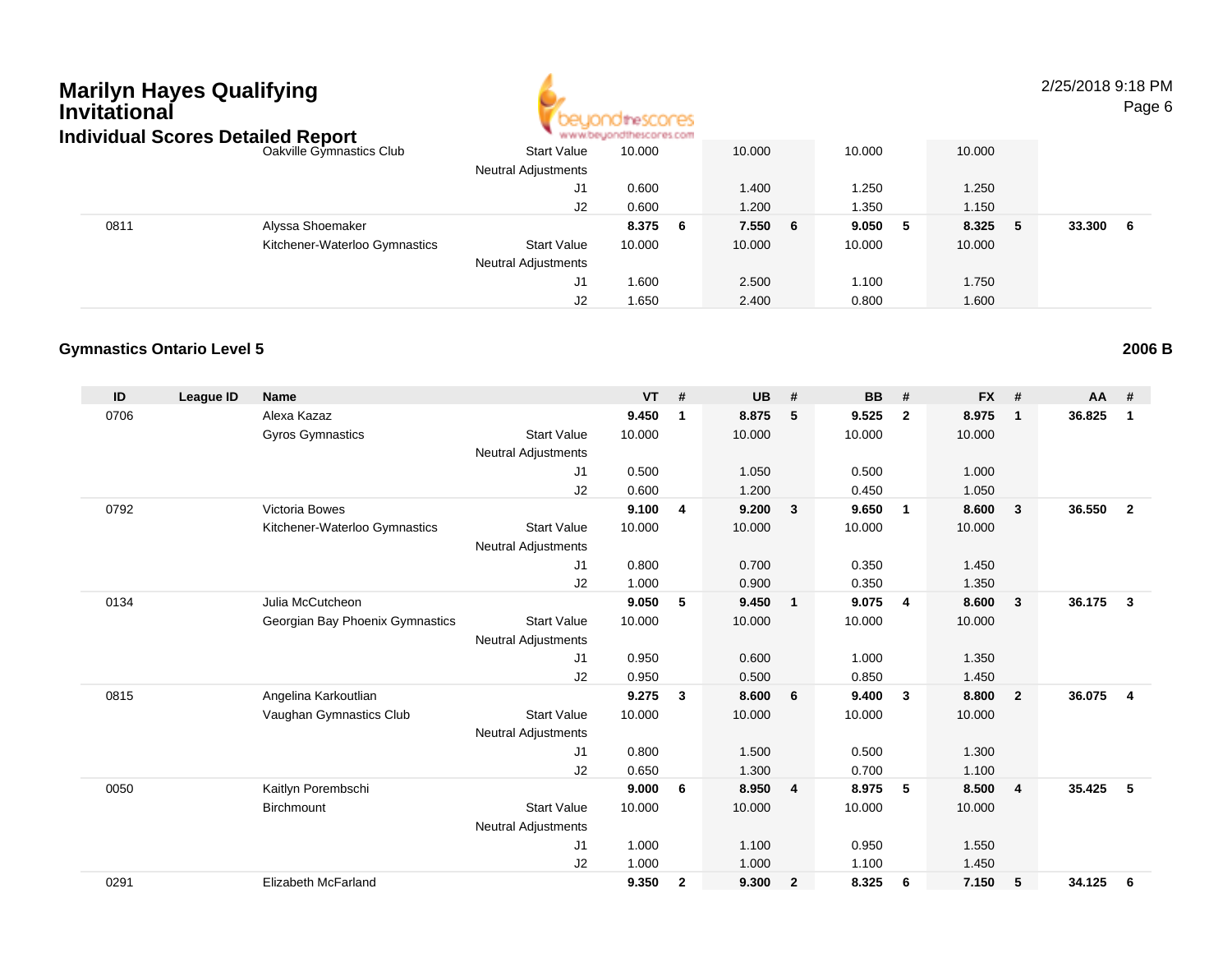# Marilyn Hayes Qualifying Invitational

## Individual Scores Detailed Report

| ID | League ID | Name | | VT | # | UB | # | BB | # | FX | # | AA | # |
|---|---|---|---|---|---|---|---|---|---|---|---|---|---|
| | | Oakville Gymnastics Club | Start Value | 10.000 | | 10.000 | | 10.000 | | 10.000 | | | |
| | | | Neutral Adjustments | | | | | | | | | | |
| | | | J1 | 0.600 | | 1.400 | | 1.250 | | 1.250 | | | |
| | | | J2 | 0.600 | | 1.200 | | 1.350 | | 1.150 | | | |
| 0811 | | Alyssa Shoemaker | | **8.375** | **6** | **7.550** | **6** | **9.050** | **5** | **8.325** | **5** | **33.300** | **6** |
| | | Kitchener-Waterloo Gymnastics | Start Value | 10.000 | | 10.000 | | 10.000 | | 10.000 | | | |
| | | | Neutral Adjustments | | | | | | | | | | |
| | | | J1 | 1.600 | | 2.500 | | 1.100 | | 1.750 | | | |
| | | | J2 | 1.650 | | 2.400 | | 0.800 | | 1.600 | | | |

### Gymnastics Ontario Level 5

**2006 B**

| ID | League ID | Name | | VT | # | UB | # | BB | # | FX | # | AA | # |
|---|---|---|---|---|---|---|---|---|---|---|---|---|---|
| 0706 | | Alexa Kazaz | | **9.450** | **1** | **8.875** | **5** | **9.525** | **2** | **8.975** | **1** | **36.825** | **1** |
| | | Gyros Gymnastics | Start Value | 10.000 | | 10.000 | | 10.000 | | 10.000 | | | |
| | | | Neutral Adjustments | | | | | | | | | | |
| | | | J1 | 0.500 | | 1.050 | | 0.500 | | 1.000 | | | |
| | | | J2 | 0.600 | | 1.200 | | 0.450 | | 1.050 | | | |
| 0792 | | Victoria Bowes | | **9.100** | **4** | **9.200** | **3** | **9.650** | **1** | **8.600** | **3** | **36.550** | **2** |
| | | Kitchener-Waterloo Gymnastics | Start Value | 10.000 | | 10.000 | | 10.000 | | 10.000 | | | |
| | | | Neutral Adjustments | | | | | | | | | | |
| | | | J1 | 0.800 | | 0.700 | | 0.350 | | 1.450 | | | |
| | | | J2 | 1.000 | | 0.900 | | 0.350 | | 1.350 | | | |
| 0134 | | Julia McCutcheon | | **9.050** | **5** | **9.450** | **1** | **9.075** | **4** | **8.600** | **3** | **36.175** | **3** |
| | | Georgian Bay Phoenix Gymnastics | Start Value | 10.000 | | 10.000 | | 10.000 | | 10.000 | | | |
| | | | Neutral Adjustments | | | | | | | | | | |
| | | | J1 | 0.950 | | 0.600 | | 1.000 | | 1.350 | | | |
| | | | J2 | 0.950 | | 0.500 | | 0.850 | | 1.450 | | | |
| 0815 | | Angelina Karkoutlian | | **9.275** | **3** | **8.600** | **6** | **9.400** | **3** | **8.800** | **2** | **36.075** | **4** |
| | | Vaughan Gymnastics Club | Start Value | 10.000 | | 10.000 | | 10.000 | | 10.000 | | | |
| | | | Neutral Adjustments | | | | | | | | | | |
| | | | J1 | 0.800 | | 1.500 | | 0.500 | | 1.300 | | | |
| | | | J2 | 0.650 | | 1.300 | | 0.700 | | 1.100 | | | |
| 0050 | | Kaitlyn Porembschi | | **9.000** | **6** | **8.950** | **4** | **8.975** | **5** | **8.500** | **4** | **35.425** | **5** |
| | | Birchmount | Start Value | 10.000 | | 10.000 | | 10.000 | | 10.000 | | | |
| | | | Neutral Adjustments | | | | | | | | | | |
| | | | J1 | 1.000 | | 1.100 | | 0.950 | | 1.550 | | | |
| | | | J2 | 1.000 | | 1.000 | | 1.100 | | 1.450 | | | |
| 0291 | | Elizabeth McFarland | | **9.350** | **2** | **9.300** | **2** | **8.325** | **6** | **7.150** | **5** | **34.125** | **6** |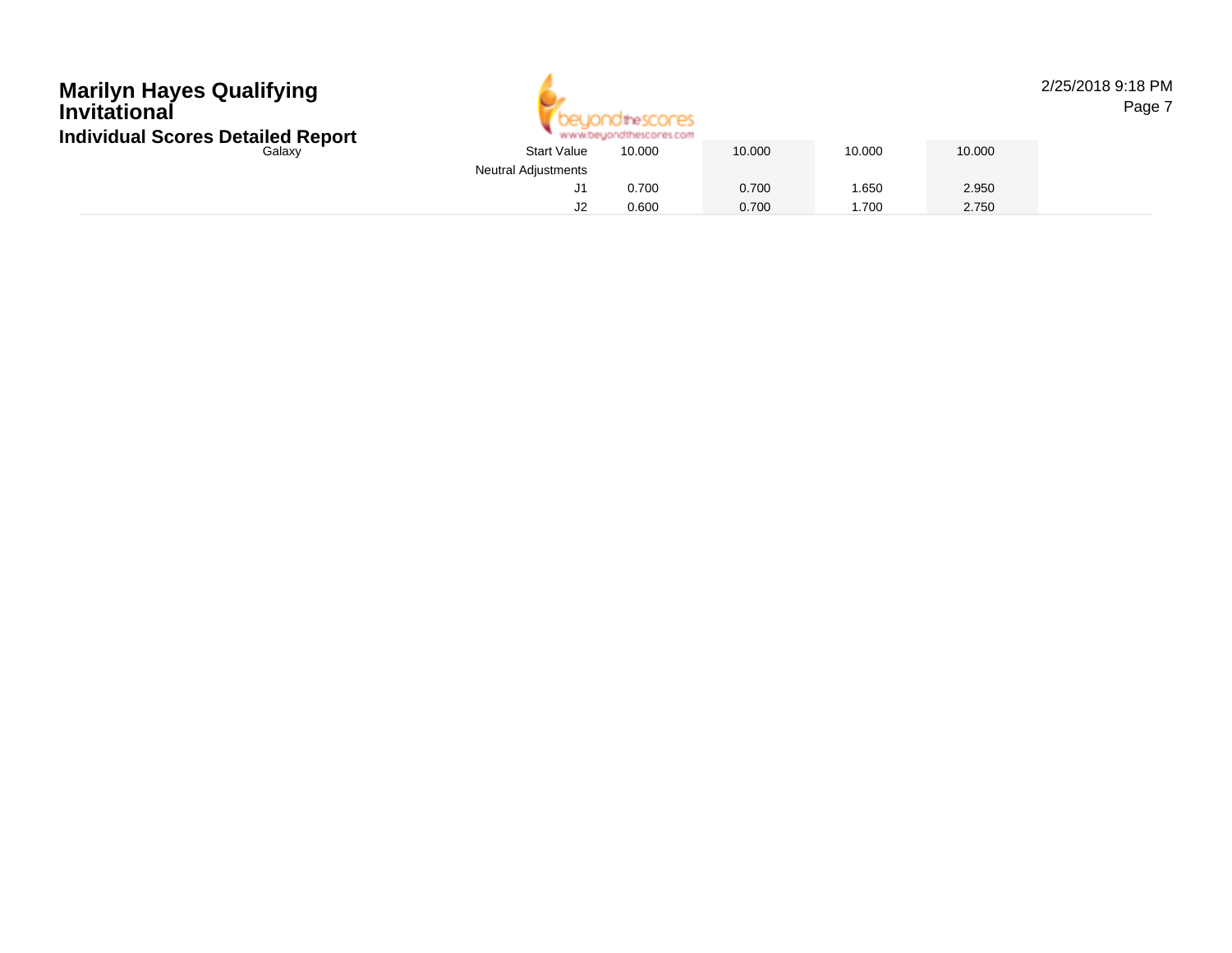# Marilyn Hayes Qualifying Invitational

## Individual Scores Detailed Report

2/25/2018 9:18 PM

| | | | | | |
|---|---|---|---|---|---|
| Galaxy | Start Value | 10.000 | 10.000 | 10.000 | 10.000 |
| | Neutral Adjustments | | | | |
| | J1 | 0.700 | 0.700 | 1.650 | 2.950 |
| | J2 | 0.600 | 0.700 | 1.700 | 2.750 |